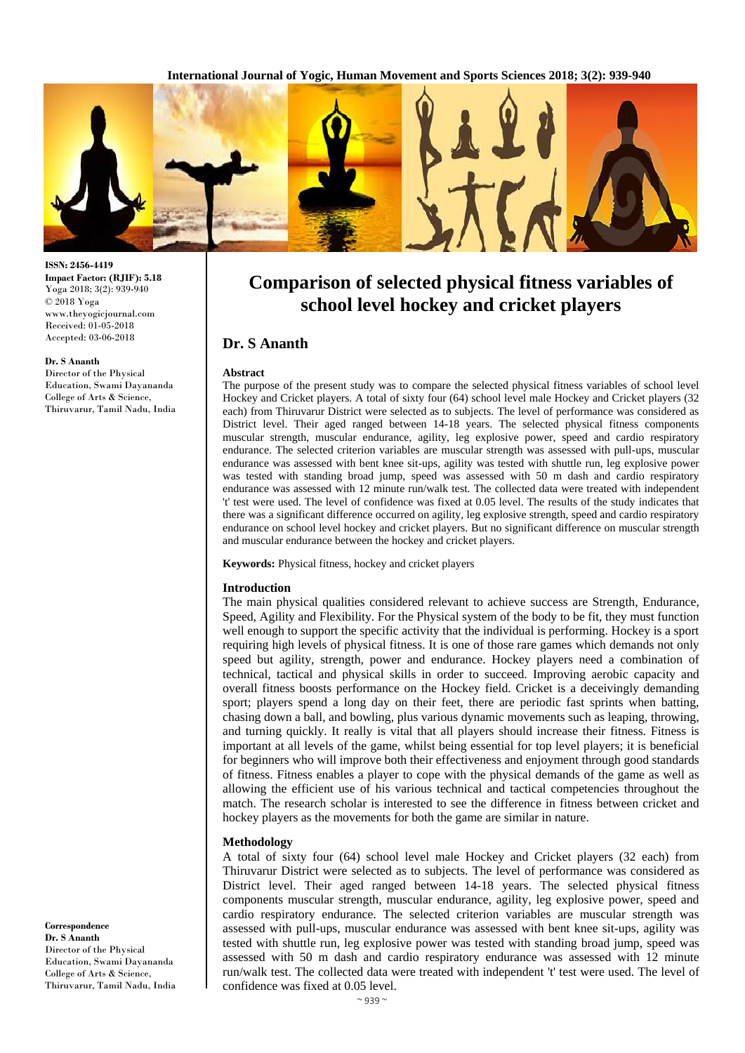ISSN: 2456-4419
Impact Factor: (RJIF): 5.18
Yoga 2018; 3(2): 939-940
© 2018 Yoga
www.theyogicjournal.com
Received: 01-05-2018
Accepted: 03-06-2018

**Dr. S Ananth**
Director of the Physical Education, Swami Dayananda College of Arts & Science, Thiruvarur, Tamil Nadu, India

**Correspondence**
**Dr. S Ananth**
Director of the Physical Education, Swami Dayananda College of Arts & Science, Thiruvarur, Tamil Nadu, India

# Comparison of selected physical fitness variables of school level hockey and cricket players

## Dr. S Ananth

### Abstract

The purpose of the present study was to compare the selected physical fitness variables of school level Hockey and Cricket players. A total of sixty four (64) school level male Hockey and Cricket players (32 each) from Thiruvarur District were selected as to subjects. The level of performance was considered as District level. Their aged ranged between 14-18 years. The selected physical fitness components muscular strength, muscular endurance, agility, leg explosive power, speed and cardio respiratory endurance. The selected criterion variables are muscular strength was assessed with pull-ups, muscular endurance was assessed with bent knee sit-ups, agility was tested with shuttle run, leg explosive power was tested with standing broad jump, speed was assessed with 50 m dash and cardio respiratory endurance was assessed with 12 minute run/walk test. The collected data were treated with independent 't' test were used. The level of confidence was fixed at 0.05 level. The results of the study indicates that there was a significant difference occurred on agility, leg explosive strength, speed and cardio respiratory endurance on school level hockey and cricket players. But no significant difference on muscular strength and muscular endurance between the hockey and cricket players.

**Keywords:** Physical fitness, hockey and cricket players

### Introduction

The main physical qualities considered relevant to achieve success are Strength, Endurance, Speed, Agility and Flexibility. For the Physical system of the body to be fit, they must function well enough to support the specific activity that the individual is performing. Hockey is a sport requiring high levels of physical fitness. It is one of those rare games which demands not only speed but agility, strength, power and endurance. Hockey players need a combination of technical, tactical and physical skills in order to succeed. Improving aerobic capacity and overall fitness boosts performance on the Hockey field. Cricket is a deceivingly demanding sport; players spend a long day on their feet, there are periodic fast sprints when batting, chasing down a ball, and bowling, plus various dynamic movements such as leaping, throwing, and turning quickly. It really is vital that all players should increase their fitness. Fitness is important at all levels of the game, whilst being essential for top level players; it is beneficial for beginners who will improve both their effectiveness and enjoyment through good standards of fitness. Fitness enables a player to cope with the physical demands of the game as well as allowing the efficient use of his various technical and tactical competencies throughout the match. The research scholar is interested to see the difference in fitness between cricket and hockey players as the movements for both the game are similar in nature.

### Methodology

A total of sixty four (64) school level male Hockey and Cricket players (32 each) from Thiruvarur District were selected as to subjects. The level of performance was considered as District level. Their aged ranged between 14-18 years. The selected physical fitness components muscular strength, muscular endurance, agility, leg explosive power, speed and cardio respiratory endurance. The selected criterion variables are muscular strength was assessed with pull-ups, muscular endurance was assessed with bent knee sit-ups, agility was tested with shuttle run, leg explosive power was tested with standing broad jump, speed was assessed with 50 m dash and cardio respiratory endurance was assessed with 12 minute run/walk test. The collected data were treated with independent 't' test were used. The level of confidence was fixed at 0.05 level.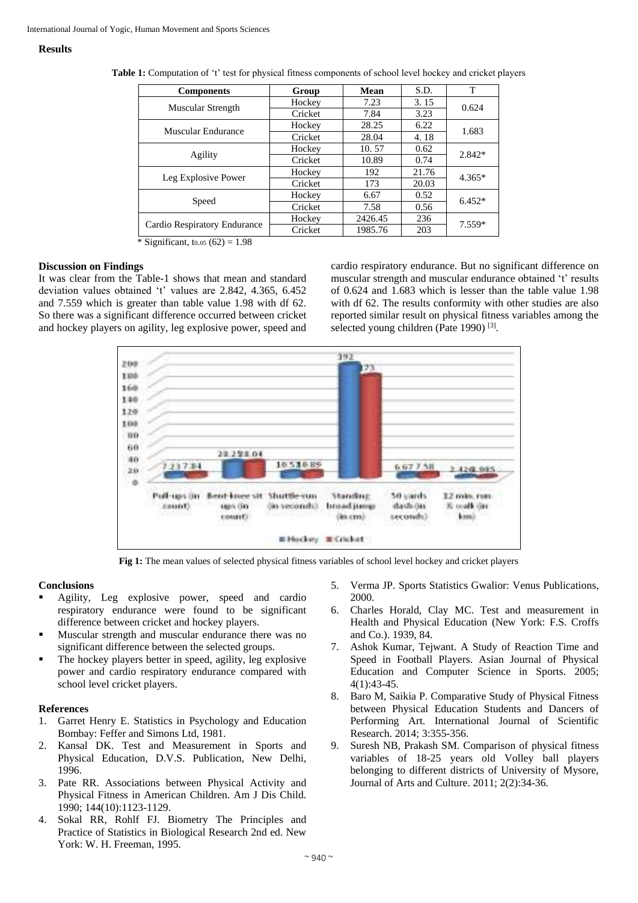## Results

**Table 1:** Computation of 't' test for physical fitness components of school level hockey and cricket players

| Components | Group | Mean | S.D. | T |
|---|---|---|---|---|
| Muscular Strength | Hockey | 7.23 | 3. 15 | 0.624 |
| | Cricket | 7.84 | 3.23 | |
| Muscular Endurance | Hockey | 28.25 | 6.22 | 1.683 |
| | Cricket | 28.04 | 4. 18 | |
| Agility | Hockey | 10. 57 | 0.62 | 2.842* |
| | Cricket | 10.89 | 0.74 | |
| Leg Explosive Power | Hockey | 192 | 21.76 | 4.365* |
| | Cricket | 173 | 20.03 | |
| Speed | Hockey | 6.67 | 0.52 | 6.452* |
| | Cricket | 7.58 | 0.56 | |
| Cardio Respiratory Endurance | Hockey | 2426.45 | 236 | 7.559* |
| | Cricket | 1985.76 | 203 | |

* Significant, $t_{0.05}$ (62) = 1.98

### Discussion on Findings

It was clear from the Table-1 shows that mean and standard deviation values obtained 't' values are 2.842, 4.365, 6.452 and 7.559 which is greater than table value 1.98 with df 62. So there was a significant difference occurred between cricket and hockey players on agility, leg explosive power, speed and cardio respiratory endurance. But no significant difference on muscular strength and muscular endurance obtained 't' results of 0.624 and 1.683 which is lesser than the table value 1.98 with df 62. The results conformity with other studies are also reported similar result on physical fitness variables among the selected young children (Pate 1990) [3].

200
180
160
140
120
100
80
60
40
20
0

7.23 7.84
28.25 28.04
10.57 10.89
192
173
6.67 7.58
2.426 1.985

Pull-ups (in count)
Bent-knee sit ups (in count)
Shuttle-run (in seconds)
Standing broad jump (in cm)
50 yards dash (in seconds)
12 mins. run & walk (in km)

Hockey
Cricket

**Fig 1:** The mean values of selected physical fitness variables of school level hockey and cricket players

### Conclusions

- Agility, Leg explosive power, speed and cardio respiratory endurance were found to be significant difference between cricket and hockey players.
- Muscular strength and muscular endurance there was no significant difference between the selected groups.
- The hockey players better in speed, agility, leg explosive power and cardio respiratory endurance compared with school level cricket players.

### References

1. Garret Henry E. Statistics in Psychology and Education Bombay: Feffer and Simons Ltd, 1981.
2. Kansal DK. Test and Measurement in Sports and Physical Education, D.V.S. Publication, New Delhi, 1996.
3. Pate RR. Associations between Physical Activity and Physical Fitness in American Children. Am J Dis Child. 1990; 144(10):1123-1129.
4. Sokal RR, Rohlf FJ. Biometry The Principles and Practice of Statistics in Biological Research 2nd ed. New York: W. H. Freeman, 1995.
5. Verma JP. Sports Statistics Gwalior: Venus Publications, 2000.
6. Charles Horald, Clay MC. Test and measurement in Health and Physical Education (New York: F.S. Croffs and Co.). 1939, 84.
7. Ashok Kumar, Tejwant. A Study of Reaction Time and Speed in Football Players. Asian Journal of Physical Education and Computer Science in Sports. 2005; 4(1):43-45.
8. Baro M, Saikia P. Comparative Study of Physical Fitness between Physical Education Students and Dancers of Performing Art. International Journal of Scientific Research. 2014; 3:355-356.
9. Suresh NB, Prakash SM. Comparison of physical fitness variables of 18-25 years old Volley ball players belonging to different districts of University of Mysore, Journal of Arts and Culture. 2011; 2(2):34-36.